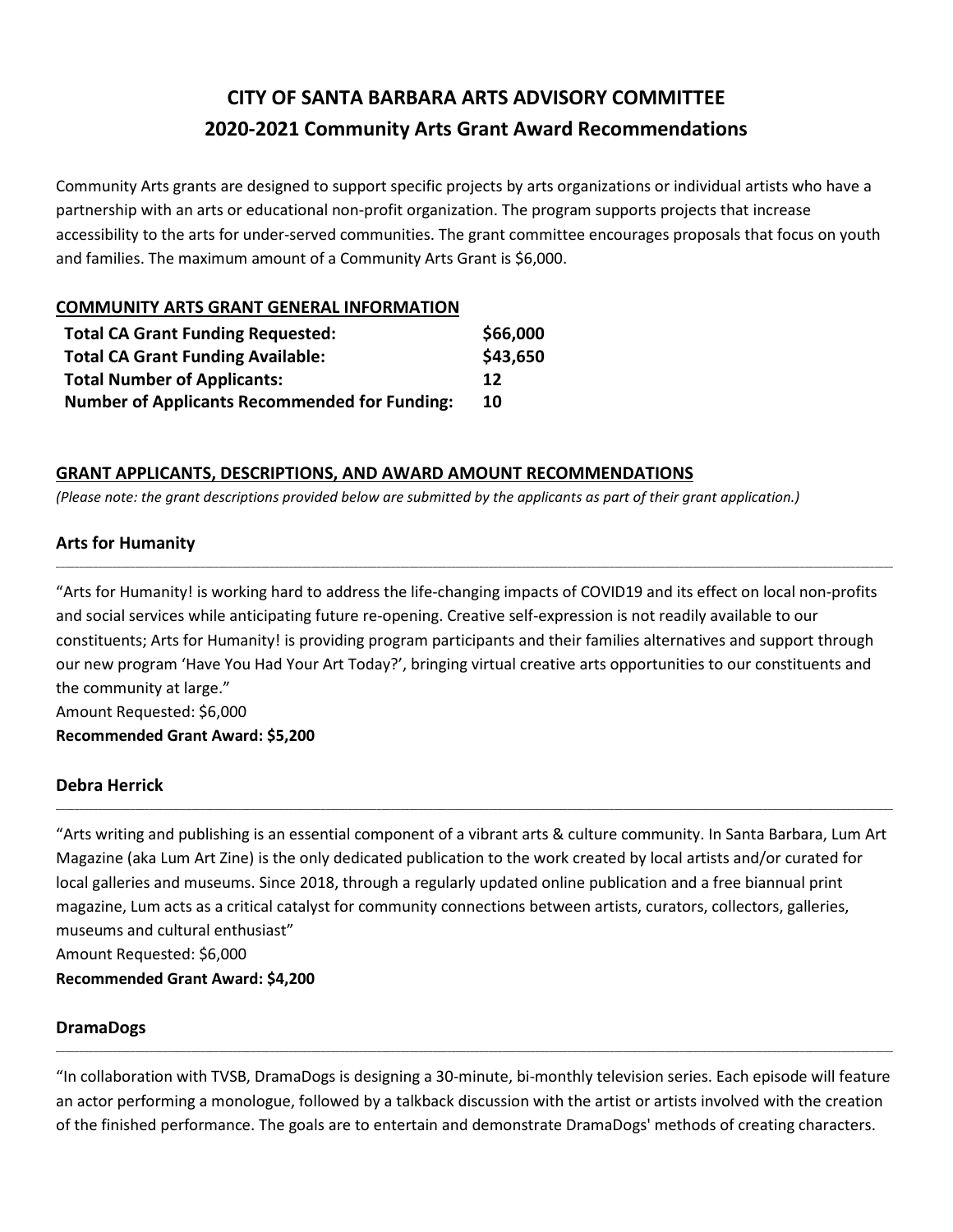# CITY OF SANTA BARBARA ARTS ADVISORY COMMITTEE
## 2020-2021 Community Arts Grant Award Recommendations

Community Arts grants are designed to support specific projects by arts organizations or individual artists who have a partnership with an arts or educational non-profit organization. The program supports projects that increase accessibility to the arts for under-served communities. The grant committee encourages proposals that focus on youth and families. The maximum amount of a Community Arts Grant is $6,000.

### COMMUNITY ARTS GRANT GENERAL INFORMATION

| | |
|---|---|
| **Total CA Grant Funding Requested:** | **$66,000** |
| **Total CA Grant Funding Available:** | **$43,650** |
| **Total Number of Applicants:** | **12** |
| **Number of Applicants Recommended for Funding:** | **10** |

### GRANT APPLICANTS, DESCRIPTIONS, AND AWARD AMOUNT RECOMMENDATIONS

*(Please note: the grant descriptions provided below are submitted by the applicants as part of their grant application.)*

### Arts for Humanity

"Arts for Humanity! is working hard to address the life-changing impacts of COVID19 and its effect on local non-profits and social services while anticipating future re-opening. Creative self-expression is not readily available to our constituents; Arts for Humanity! is providing program participants and their families alternatives and support through our new program 'Have You Had Your Art Today?', bringing virtual creative arts opportunities to our constituents and the community at large."

Amount Requested: $6,000

**Recommended Grant Award: $5,200**

### Debra Herrick

"Arts writing and publishing is an essential component of a vibrant arts & culture community. In Santa Barbara, Lum Art Magazine (aka Lum Art Zine) is the only dedicated publication to the work created by local artists and/or curated for local galleries and museums. Since 2018, through a regularly updated online publication and a free biannual print magazine, Lum acts as a critical catalyst for community connections between artists, curators, collectors, galleries, museums and cultural enthusiast"

Amount Requested: $6,000

**Recommended Grant Award: $4,200**

### DramaDogs

"In collaboration with TVSB, DramaDogs is designing a 30-minute, bi-monthly television series. Each episode will feature an actor performing a monologue, followed by a talkback discussion with the artist or artists involved with the creation of the finished performance. The goals are to entertain and demonstrate DramaDogs' methods of creating characters.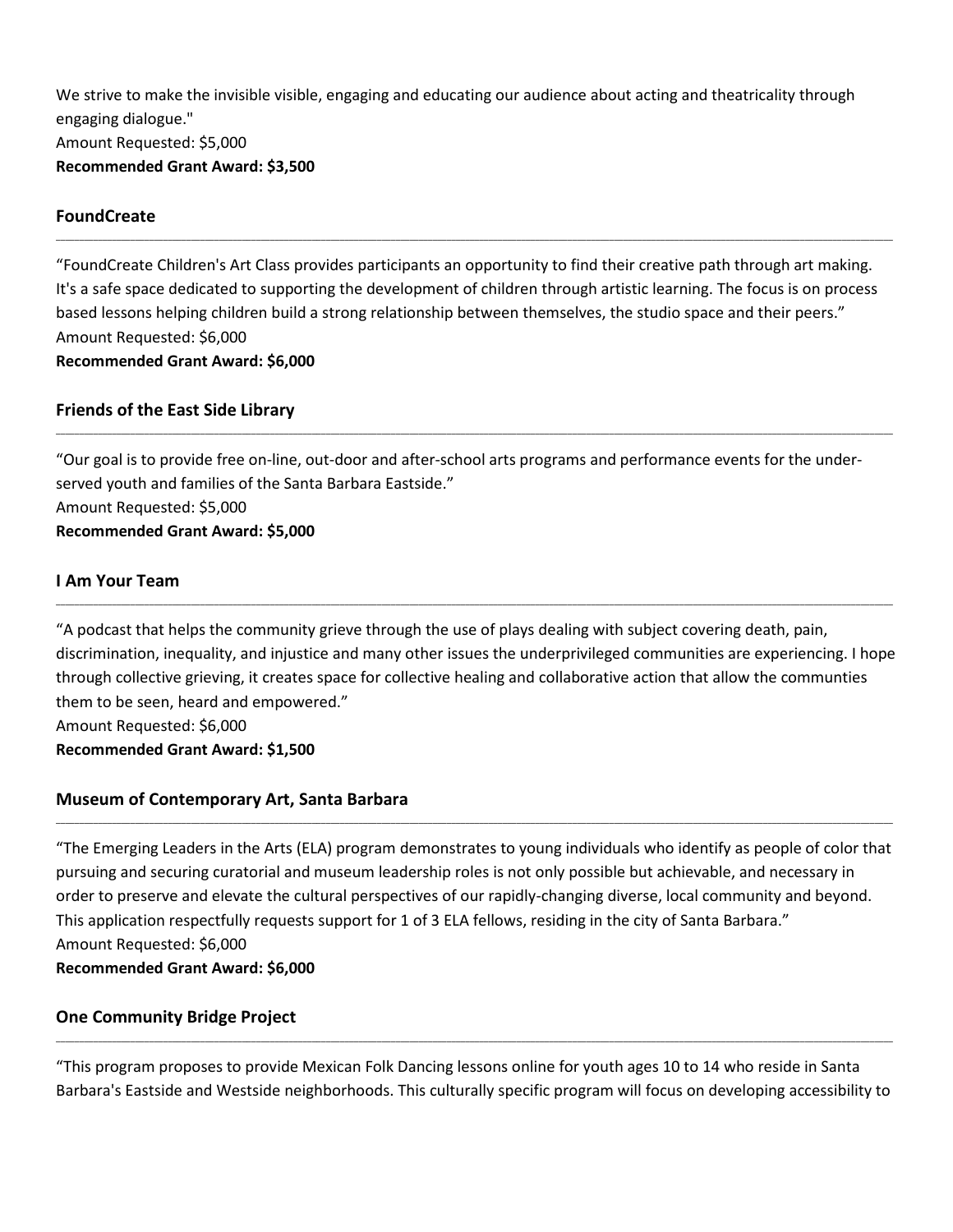We strive to make the invisible visible, engaging and educating our audience about acting and theatricality through engaging dialogue."
Amount Requested: $5,000
**Recommended Grant Award: $3,500**

### FoundCreate

"FoundCreate Children's Art Class provides participants an opportunity to find their creative path through art making. It's a safe space dedicated to supporting the development of children through artistic learning. The focus is on process based lessons helping children build a strong relationship between themselves, the studio space and their peers."
Amount Requested: $6,000
**Recommended Grant Award: $6,000**

### Friends of the East Side Library

"Our goal is to provide free on-line, out-door and after-school arts programs and performance events for the under-served youth and families of the Santa Barbara Eastside."
Amount Requested: $5,000
**Recommended Grant Award: $5,000**

### I Am Your Team

"A podcast that helps the community grieve through the use of plays dealing with subject covering death, pain, discrimination, inequality, and injustice and many other issues the underprivileged communities are experiencing. I hope through collective grieving, it creates space for collective healing and collaborative action that allow the communties them to be seen, heard and empowered."
Amount Requested: $6,000
**Recommended Grant Award: $1,500**

### Museum of Contemporary Art, Santa Barbara

"The Emerging Leaders in the Arts (ELA) program demonstrates to young individuals who identify as people of color that pursuing and securing curatorial and museum leadership roles is not only possible but achievable, and necessary in order to preserve and elevate the cultural perspectives of our rapidly-changing diverse, local community and beyond. This application respectfully requests support for 1 of 3 ELA fellows, residing in the city of Santa Barbara."
Amount Requested: $6,000
**Recommended Grant Award: $6,000**

### One Community Bridge Project

"This program proposes to provide Mexican Folk Dancing lessons online for youth ages 10 to 14 who reside in Santa Barbara's Eastside and Westside neighborhoods. This culturally specific program will focus on developing accessibility to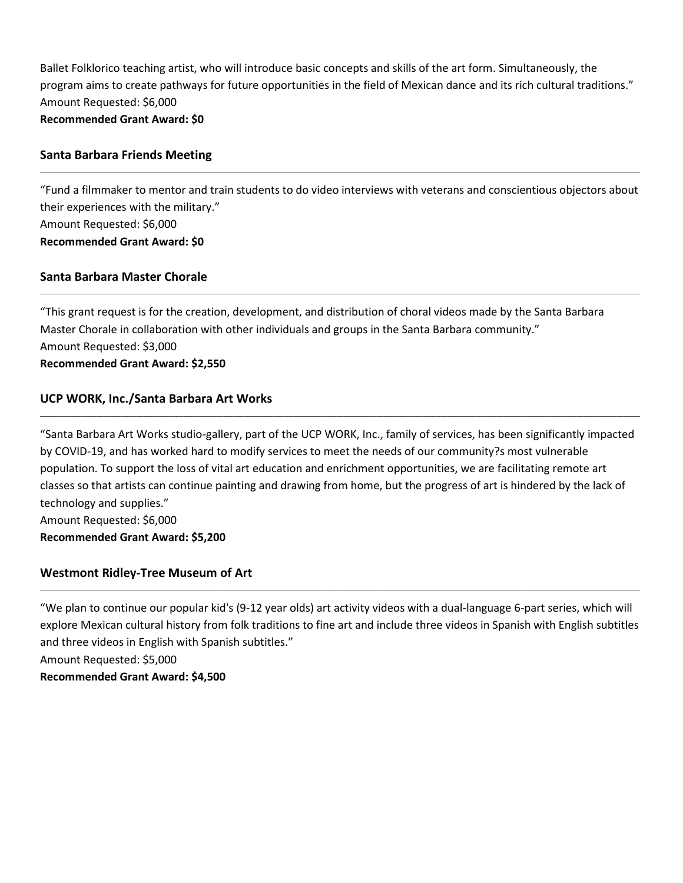Ballet Folklorico teaching artist, who will introduce basic concepts and skills of the art form. Simultaneously, the program aims to create pathways for future opportunities in the field of Mexican dance and its rich cultural traditions."
Amount Requested: $6,000
**Recommended Grant Award: $0**

### Santa Barbara Friends Meeting

"Fund a filmmaker to mentor and train students to do video interviews with veterans and conscientious objectors about their experiences with the military."
Amount Requested: $6,000
**Recommended Grant Award: $0**

### Santa Barbara Master Chorale

"This grant request is for the creation, development, and distribution of choral videos made by the Santa Barbara Master Chorale in collaboration with other individuals and groups in the Santa Barbara community."
Amount Requested: $3,000
**Recommended Grant Award: $2,550**

### UCP WORK, Inc./Santa Barbara Art Works

"Santa Barbara Art Works studio-gallery, part of the UCP WORK, Inc., family of services, has been significantly impacted by COVID-19, and has worked hard to modify services to meet the needs of our community?s most vulnerable population. To support the loss of vital art education and enrichment opportunities, we are facilitating remote art classes so that artists can continue painting and drawing from home, but the progress of art is hindered by the lack of technology and supplies."
Amount Requested: $6,000
**Recommended Grant Award: $5,200**

### Westmont Ridley-Tree Museum of Art

"We plan to continue our popular kid's (9-12 year olds) art activity videos with a dual-language 6-part series, which will explore Mexican cultural history from folk traditions to fine art and include three videos in Spanish with English subtitles and three videos in English with Spanish subtitles."
Amount Requested: $5,000
**Recommended Grant Award: $4,500**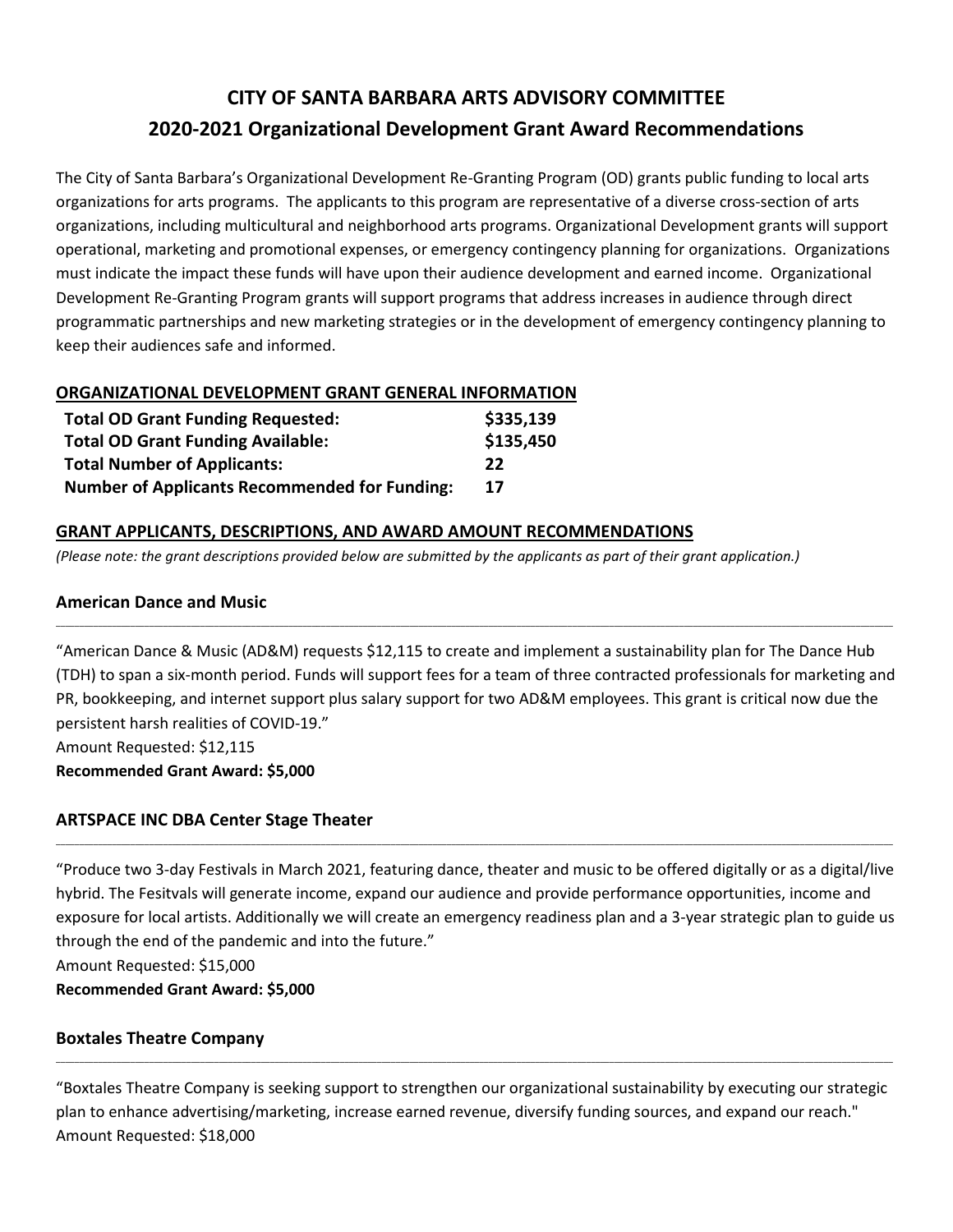# CITY OF SANTA BARBARA ARTS ADVISORY COMMITTEE
## 2020-2021 Organizational Development Grant Award Recommendations

The City of Santa Barbara's Organizational Development Re-Granting Program (OD) grants public funding to local arts organizations for arts programs. The applicants to this program are representative of a diverse cross-section of arts organizations, including multicultural and neighborhood arts programs. Organizational Development grants will support operational, marketing and promotional expenses, or emergency contingency planning for organizations. Organizations must indicate the impact these funds will have upon their audience development and earned income. Organizational Development Re-Granting Program grants will support programs that address increases in audience through direct programmatic partnerships and new marketing strategies or in the development of emergency contingency planning to keep their audiences safe and informed.

### ORGANIZATIONAL DEVELOPMENT GRANT GENERAL INFORMATION

| | |
|---|---|
| **Total OD Grant Funding Requested:** | **$335,139** |
| **Total OD Grant Funding Available:** | **$135,450** |
| **Total Number of Applicants:** | **22** |
| **Number of Applicants Recommended for Funding:** | **17** |

### GRANT APPLICANTS, DESCRIPTIONS, AND AWARD AMOUNT RECOMMENDATIONS

*(Please note: the grant descriptions provided below are submitted by the applicants as part of their grant application.)*

### American Dance and Music

"American Dance & Music (AD&M) requests $12,115 to create and implement a sustainability plan for The Dance Hub (TDH) to span a six-month period. Funds will support fees for a team of three contracted professionals for marketing and PR, bookkeeping, and internet support plus salary support for two AD&M employees. This grant is critical now due the persistent harsh realities of COVID-19."

Amount Requested: $12,115

**Recommended Grant Award: $5,000**

### ARTSPACE INC DBA Center Stage Theater

"Produce two 3-day Festivals in March 2021, featuring dance, theater and music to be offered digitally or as a digital/live hybrid. The Fesitvals will generate income, expand our audience and provide performance opportunities, income and exposure for local artists. Additionally we will create an emergency readiness plan and a 3-year strategic plan to guide us through the end of the pandemic and into the future."

Amount Requested: $15,000

**Recommended Grant Award: $5,000**

### Boxtales Theatre Company

"Boxtales Theatre Company is seeking support to strengthen our organizational sustainability by executing our strategic plan to enhance advertising/marketing, increase earned revenue, diversify funding sources, and expand our reach."

Amount Requested: $18,000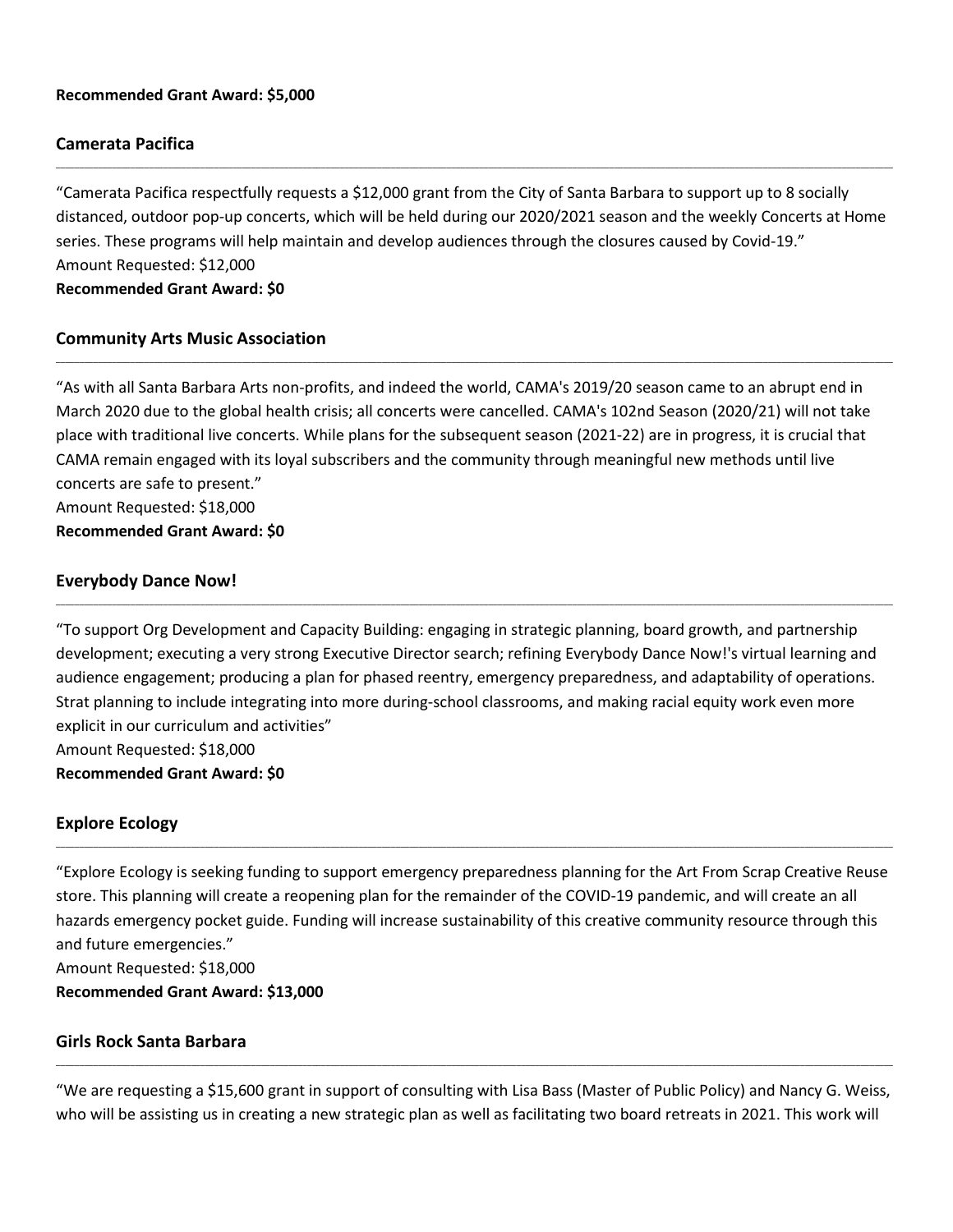**Recommended Grant Award: $5,000**

### Camerata Pacifica

"Camerata Pacifica respectfully requests a $12,000 grant from the City of Santa Barbara to support up to 8 socially distanced, outdoor pop-up concerts, which will be held during our 2020/2021 season and the weekly Concerts at Home series. These programs will help maintain and develop audiences through the closures caused by Covid-19."
Amount Requested: $12,000
**Recommended Grant Award: $0**

### Community Arts Music Association

"As with all Santa Barbara Arts non-profits, and indeed the world, CAMA's 2019/20 season came to an abrupt end in March 2020 due to the global health crisis; all concerts were cancelled. CAMA's 102nd Season (2020/21) will not take place with traditional live concerts. While plans for the subsequent season (2021-22) are in progress, it is crucial that CAMA remain engaged with its loyal subscribers and the community through meaningful new methods until live concerts are safe to present."
Amount Requested: $18,000
**Recommended Grant Award: $0**

### Everybody Dance Now!

"To support Org Development and Capacity Building: engaging in strategic planning, board growth, and partnership development; executing a very strong Executive Director search; refining Everybody Dance Now!'s virtual learning and audience engagement; producing a plan for phased reentry, emergency preparedness, and adaptability of operations. Strat planning to include integrating into more during-school classrooms, and making racial equity work even more explicit in our curriculum and activities"
Amount Requested: $18,000
**Recommended Grant Award: $0**

### Explore Ecology

"Explore Ecology is seeking funding to support emergency preparedness planning for the Art From Scrap Creative Reuse store. This planning will create a reopening plan for the remainder of the COVID-19 pandemic, and will create an all hazards emergency pocket guide. Funding will increase sustainability of this creative community resource through this and future emergencies."
Amount Requested: $18,000
**Recommended Grant Award: $13,000**

### Girls Rock Santa Barbara

"We are requesting a $15,600 grant in support of consulting with Lisa Bass (Master of Public Policy) and Nancy G. Weiss, who will be assisting us in creating a new strategic plan as well as facilitating two board retreats in 2021. This work will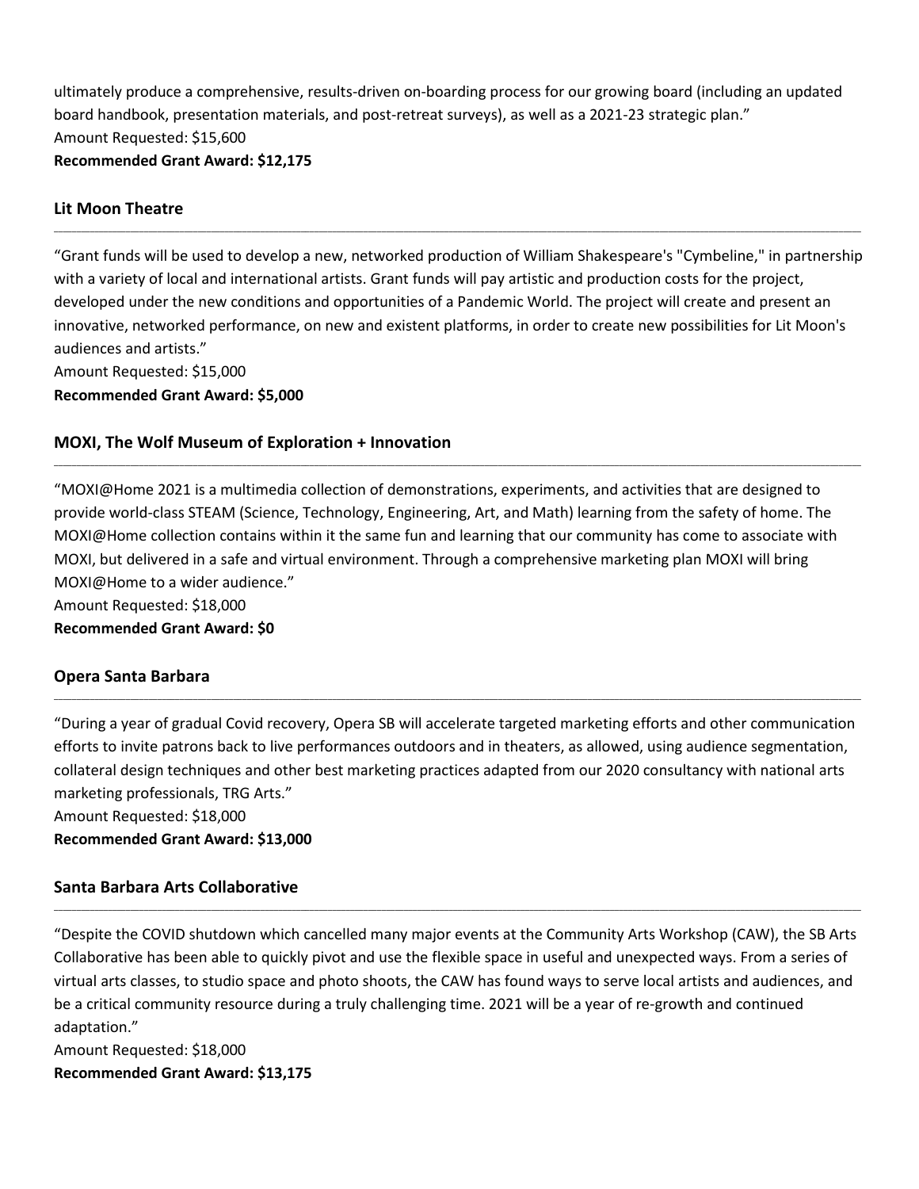ultimately produce a comprehensive, results-driven on-boarding process for our growing board (including an updated board handbook, presentation materials, and post-retreat surveys), as well as a 2021-23 strategic plan."
Amount Requested: $15,600
**Recommended Grant Award: $12,175**

### Lit Moon Theatre

"Grant funds will be used to develop a new, networked production of William Shakespeare's "Cymbeline," in partnership with a variety of local and international artists. Grant funds will pay artistic and production costs for the project, developed under the new conditions and opportunities of a Pandemic World. The project will create and present an innovative, networked performance, on new and existent platforms, in order to create new possibilities for Lit Moon's audiences and artists."
Amount Requested: $15,000
**Recommended Grant Award: $5,000**

### MOXI, The Wolf Museum of Exploration + Innovation

"MOXI@Home 2021 is a multimedia collection of demonstrations, experiments, and activities that are designed to provide world-class STEAM (Science, Technology, Engineering, Art, and Math) learning from the safety of home. The MOXI@Home collection contains within it the same fun and learning that our community has come to associate with MOXI, but delivered in a safe and virtual environment. Through a comprehensive marketing plan MOXI will bring MOXI@Home to a wider audience."
Amount Requested: $18,000
**Recommended Grant Award: $0**

### Opera Santa Barbara

"During a year of gradual Covid recovery, Opera SB will accelerate targeted marketing efforts and other communication efforts to invite patrons back to live performances outdoors and in theaters, as allowed, using audience segmentation, collateral design techniques and other best marketing practices adapted from our 2020 consultancy with national arts marketing professionals, TRG Arts."
Amount Requested: $18,000
**Recommended Grant Award: $13,000**

### Santa Barbara Arts Collaborative

"Despite the COVID shutdown which cancelled many major events at the Community Arts Workshop (CAW), the SB Arts Collaborative has been able to quickly pivot and use the flexible space in useful and unexpected ways. From a series of virtual arts classes, to studio space and photo shoots, the CAW has found ways to serve local artists and audiences, and be a critical community resource during a truly challenging time. 2021 will be a year of re-growth and continued adaptation."
Amount Requested: $18,000
**Recommended Grant Award: $13,175**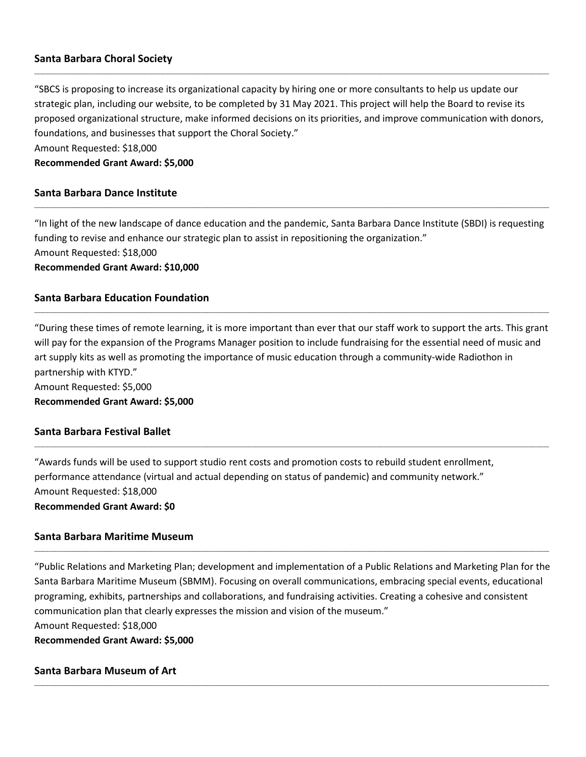### Santa Barbara Choral Society

"SBCS is proposing to increase its organizational capacity by hiring one or more consultants to help us update our strategic plan, including our website, to be completed by 31 May 2021. This project will help the Board to revise its proposed organizational structure, make informed decisions on its priorities, and improve communication with donors, foundations, and businesses that support the Choral Society."

Amount Requested: $18,000

**Recommended Grant Award: $5,000**

### Santa Barbara Dance Institute

"In light of the new landscape of dance education and the pandemic, Santa Barbara Dance Institute (SBDI) is requesting funding to revise and enhance our strategic plan to assist in repositioning the organization."

Amount Requested: $18,000

**Recommended Grant Award: $10,000**

### Santa Barbara Education Foundation

"During these times of remote learning, it is more important than ever that our staff work to support the arts. This grant will pay for the expansion of the Programs Manager position to include fundraising for the essential need of music and art supply kits as well as promoting the importance of music education through a community-wide Radiothon in partnership with KTYD."

Amount Requested: $5,000

**Recommended Grant Award: $5,000**

### Santa Barbara Festival Ballet

"Awards funds will be used to support studio rent costs and promotion costs to rebuild student enrollment, performance attendance (virtual and actual depending on status of pandemic) and community network."

Amount Requested: $18,000

**Recommended Grant Award: $0**

### Santa Barbara Maritime Museum

"Public Relations and Marketing Plan; development and implementation of a Public Relations and Marketing Plan for the Santa Barbara Maritime Museum (SBMM). Focusing on overall communications, embracing special events, educational programing, exhibits, partnerships and collaborations, and fundraising activities. Creating a cohesive and consistent communication plan that clearly expresses the mission and vision of the museum."

Amount Requested: $18,000

**Recommended Grant Award: $5,000**

### Santa Barbara Museum of Art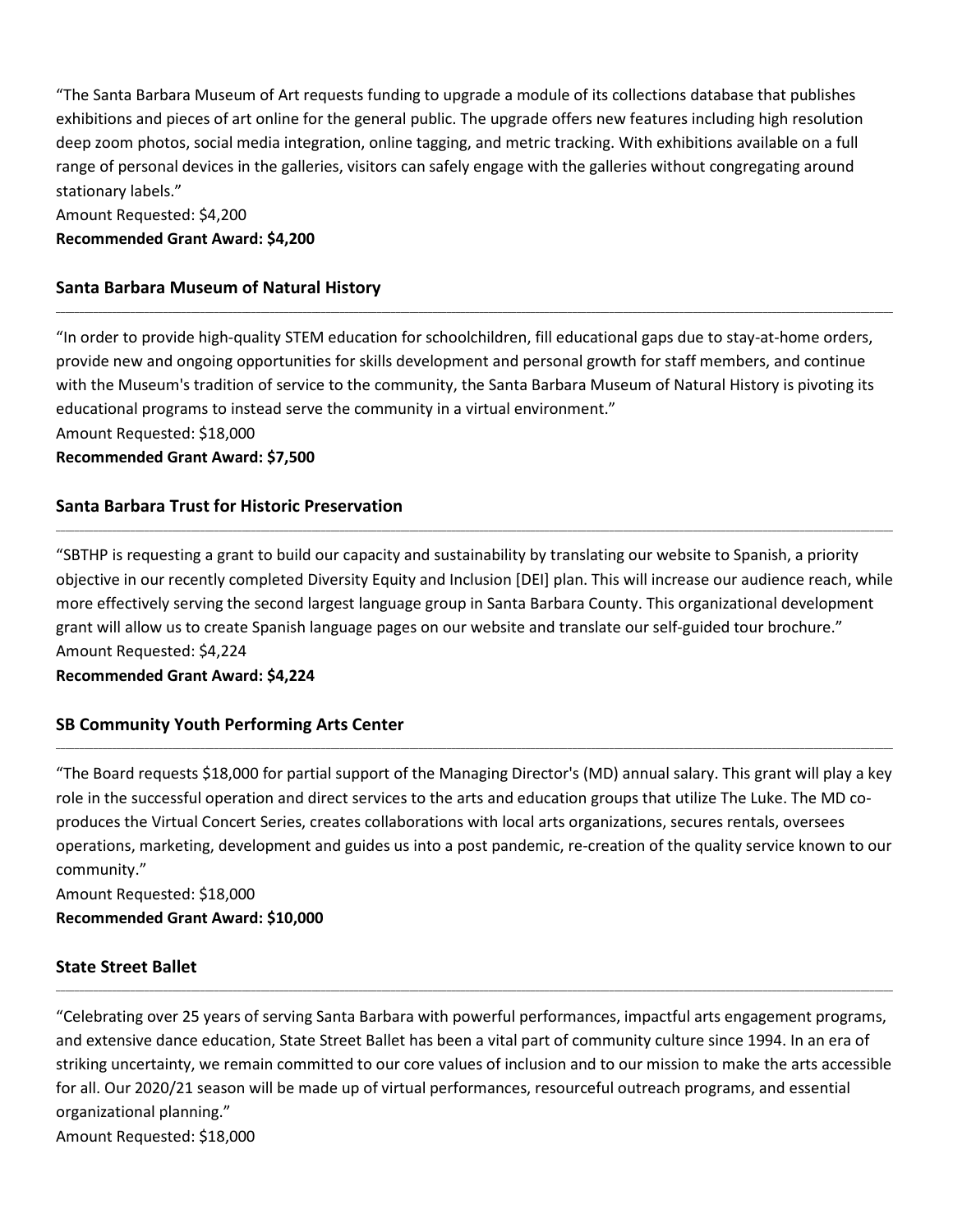“The Santa Barbara Museum of Art requests funding to upgrade a module of its collections database that publishes exhibitions and pieces of art online for the general public. The upgrade offers new features including high resolution deep zoom photos, social media integration, online tagging, and metric tracking. With exhibitions available on a full range of personal devices in the galleries, visitors can safely engage with the galleries without congregating around stationary labels.”
Amount Requested: $4,200
**Recommended Grant Award: $4,200**

### Santa Barbara Museum of Natural History

“In order to provide high-quality STEM education for schoolchildren, fill educational gaps due to stay-at-home orders, provide new and ongoing opportunities for skills development and personal growth for staff members, and continue with the Museum's tradition of service to the community, the Santa Barbara Museum of Natural History is pivoting its educational programs to instead serve the community in a virtual environment.”
Amount Requested: $18,000
**Recommended Grant Award: $7,500**

### Santa Barbara Trust for Historic Preservation

“SBTHP is requesting a grant to build our capacity and sustainability by translating our website to Spanish, a priority objective in our recently completed Diversity Equity and Inclusion [DEI] plan. This will increase our audience reach, while more effectively serving the second largest language group in Santa Barbara County. This organizational development grant will allow us to create Spanish language pages on our website and translate our self-guided tour brochure.”
Amount Requested: $4,224
**Recommended Grant Award: $4,224**

### SB Community Youth Performing Arts Center

“The Board requests $18,000 for partial support of the Managing Director's (MD) annual salary. This grant will play a key role in the successful operation and direct services to the arts and education groups that utilize The Luke. The MD co-produces the Virtual Concert Series, creates collaborations with local arts organizations, secures rentals, oversees operations, marketing, development and guides us into a post pandemic, re-creation of the quality service known to our community.”
Amount Requested: $18,000
**Recommended Grant Award: $10,000**

### State Street Ballet

“Celebrating over 25 years of serving Santa Barbara with powerful performances, impactful arts engagement programs, and extensive dance education, State Street Ballet has been a vital part of community culture since 1994. In an era of striking uncertainty, we remain committed to our core values of inclusion and to our mission to make the arts accessible for all. Our 2020/21 season will be made up of virtual performances, resourceful outreach programs, and essential organizational planning.”
Amount Requested: $18,000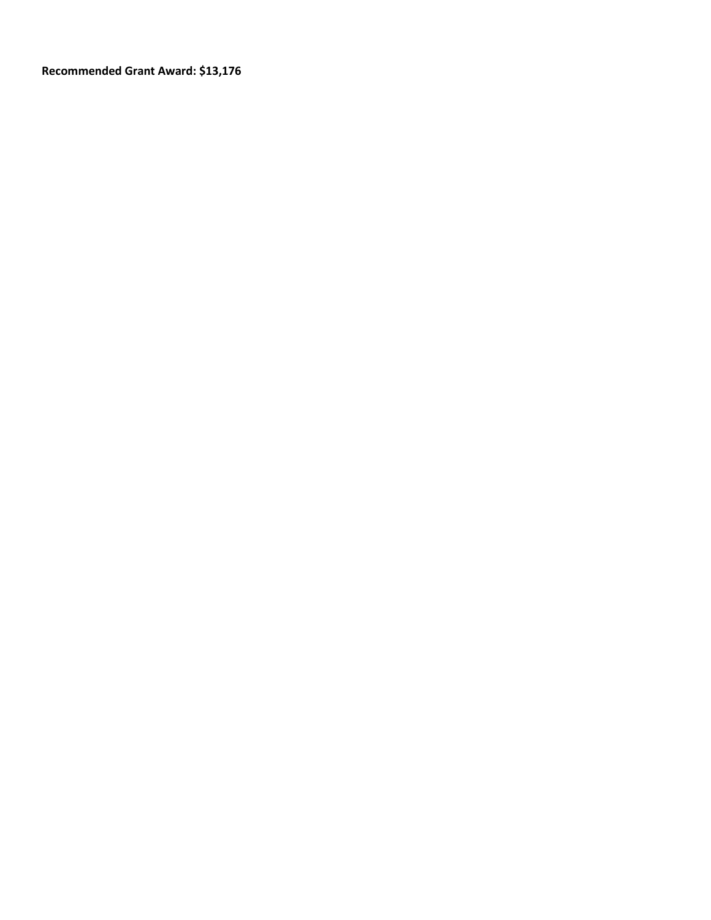**Recommended Grant Award: $13,176**